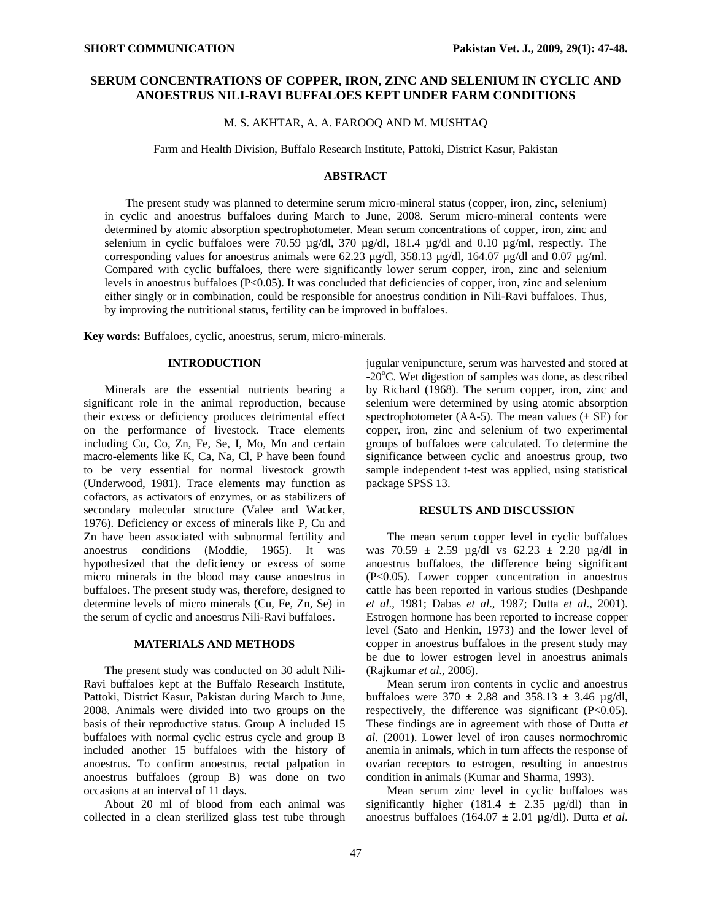**SHORT COMMUNICATION**

# SERUM CONCENTRATIONS OF COPPER, IRON, ZINC AND SELENIUM IN CYCLIC AND ANOESTRUS NILI-RAVI BUFFALOES KEPT UNDER FARM CONDITIONS

M. S. AKHTAR, A. A. FAROOQ AND M. MUSHTAQ

Farm and Health Division, Buffalo Research Institute, Pattoki, District Kasur, Pakistan

## ABSTRACT

The present study was planned to determine serum micro-mineral status (copper, iron, zinc, selenium) in cyclic and anoestrus buffaloes during March to June, 2008. Serum micro-mineral contents were determined by atomic absorption spectrophotometer. Mean serum concentrations of copper, iron, zinc and selenium in cyclic buffaloes were 70.59 µg/dl, 370 µg/dl, 181.4 µg/dl and 0.10 µg/ml, respectly. The corresponding values for anoestrus animals were 62.23 µg/dl, 358.13 µg/dl, 164.07 µg/dl and 0.07 µg/ml. Compared with cyclic buffaloes, there were significantly lower serum copper, iron, zinc and selenium levels in anoestrus buffaloes ($P<0.05$). It was concluded that deficiencies of copper, iron, zinc and selenium either singly or in combination, could be responsible for anoestrus condition in Nili-Ravi buffaloes. Thus, by improving the nutritional status, fertility can be improved in buffaloes.

**Key words:** Buffaloes, cyclic, anoestrus, serum, micro-minerals.

## INTRODUCTION

Minerals are the essential nutrients bearing a significant role in the animal reproduction, because their excess or deficiency produces detrimental effect on the performance of livestock. Trace elements including Cu, Co, Zn, Fe, Se, I, Mo, Mn and certain macro-elements like K, Ca, Na, Cl, P have been found to be very essential for normal livestock growth (Underwood, 1981). Trace elements may function as cofactors, as activators of enzymes, or as stabilizers of secondary molecular structure (Valee and Wacker, 1976). Deficiency or excess of minerals like P, Cu and Zn have been associated with subnormal fertility and anoestrus conditions (Moddie, 1965). It was hypothesized that the deficiency or excess of some micro minerals in the blood may cause anoestrus in buffaloes. The present study was, therefore, designed to determine levels of micro minerals (Cu, Fe, Zn, Se) in the serum of cyclic and anoestrus Nili-Ravi buffaloes.

## MATERIALS AND METHODS

The present study was conducted on 30 adult Nili-Ravi buffaloes kept at the Buffalo Research Institute, Pattoki, District Kasur, Pakistan during March to June, 2008. Animals were divided into two groups on the basis of their reproductive status. Group A included 15 buffaloes with normal cyclic estrus cycle and group B included another 15 buffaloes with the history of anoestrus. To confirm anoestrus, rectal palpation in anoestrus buffaloes (group B) was done on two occasions at an interval of 11 days.

About 20 ml of blood from each animal was collected in a clean sterilized glass test tube through jugular venipuncture, serum was harvested and stored at -20°C. Wet digestion of samples was done, as described by Richard (1968). The serum copper, iron, zinc and selenium were determined by using atomic absorption spectrophotometer (AA-5). The mean values (± SE) for copper, iron, zinc and selenium of two experimental groups of buffaloes were calculated. To determine the significance between cyclic and anoestrus group, two sample independent t-test was applied, using statistical package SPSS 13.

## RESULTS AND DISCUSSION

The mean serum copper level in cyclic buffaloes was 70.59 ± 2.59 µg/dl vs 62.23 ± 2.20 µg/dl in anoestrus buffaloes, the difference being significant ($P<0.05$). Lower copper concentration in anoestrus cattle has been reported in various studies (Deshpande *et al*., 1981; Dabas *et al*., 1987; Dutta *et al*., 2001). Estrogen hormone has been reported to increase copper level (Sato and Henkin, 1973) and the lower level of copper in anoestrus buffaloes in the present study may be due to lower estrogen level in anoestrus animals (Rajkumar *et al*., 2006).

Mean serum iron contents in cyclic and anoestrus buffaloes were 370 ± 2.88 and 358.13 ± 3.46 µg/dl, respectively, the difference was significant ($P<0.05$). These findings are in agreement with those of Dutta *et al*. (2001). Lower level of iron causes normochromic anemia in animals, which in turn affects the response of ovarian receptors to estrogen, resulting in anoestrus condition in animals (Kumar and Sharma, 1993).

Mean serum zinc level in cyclic buffaloes was significantly higher (181.4 ± 2.35 µg/dl) than in anoestrus buffaloes (164.07 ± 2.01 µg/dl). Dutta *et al*.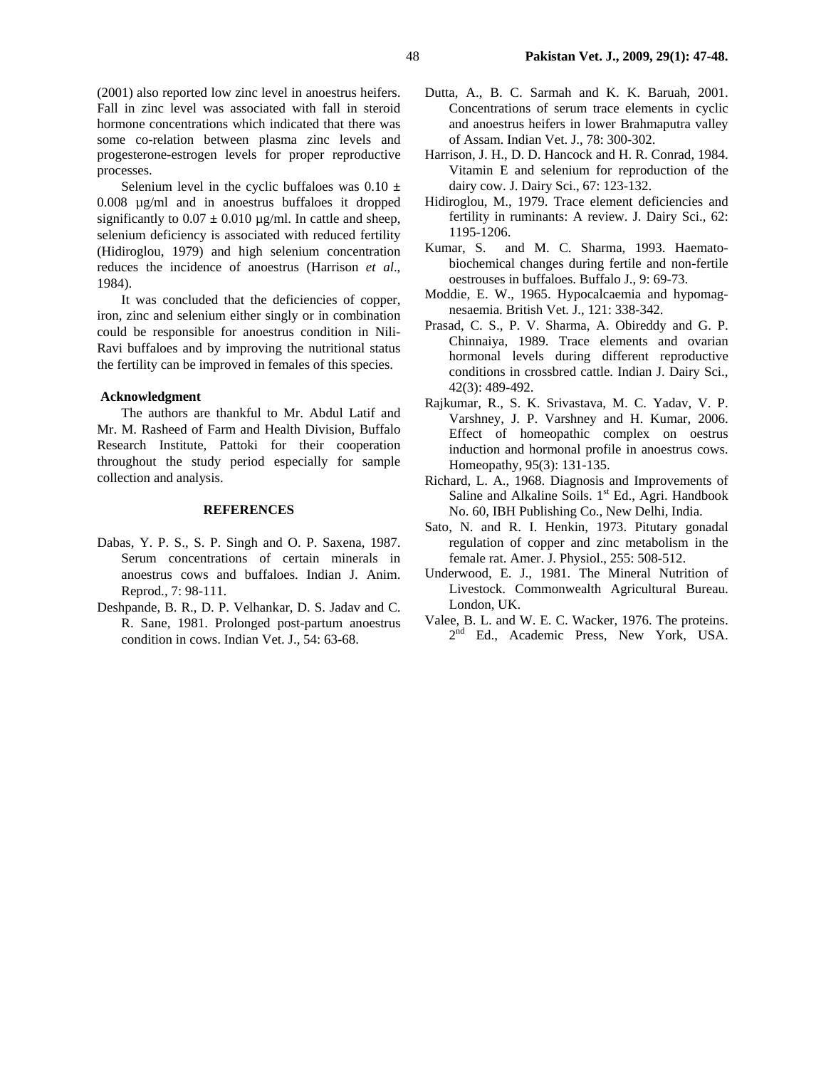(2001) also reported low zinc level in anoestrus heifers. Fall in zinc level was associated with fall in steroid hormone concentrations which indicated that there was some co-relation between plasma zinc levels and progesterone-estrogen levels for proper reproductive processes.

Selenium level in the cyclic buffaloes was 0.10 ± 0.008 µg/ml and in anoestrus buffaloes it dropped significantly to 0.07 ± 0.010 µg/ml. In cattle and sheep, selenium deficiency is associated with reduced fertility (Hidiroglou, 1979) and high selenium concentration reduces the incidence of anoestrus (Harrison *et al*., 1984).

It was concluded that the deficiencies of copper, iron, zinc and selenium either singly or in combination could be responsible for anoestrus condition in Nili-Ravi buffaloes and by improving the nutritional status the fertility can be improved in females of this species.

## Acknowledgment

The authors are thankful to Mr. Abdul Latif and Mr. M. Rasheed of Farm and Health Division, Buffalo Research Institute, Pattoki for their cooperation throughout the study period especially for sample collection and analysis.

## REFERENCES

Dabas, Y. P. S., S. P. Singh and O. P. Saxena, 1987. Serum concentrations of certain minerals in anoestrus cows and buffaloes. Indian J. Anim. Reprod., 7: 98-111.

Deshpande, B. R., D. P. Velhankar, D. S. Jadav and C. R. Sane, 1981. Prolonged post-partum anoestrus condition in cows. Indian Vet. J., 54: 63-68.

Dutta, A., B. C. Sarmah and K. K. Baruah, 2001. Concentrations of serum trace elements in cyclic and anoestrus heifers in lower Brahmaputra valley of Assam. Indian Vet. J., 78: 300-302.

Harrison, J. H., D. D. Hancock and H. R. Conrad, 1984. Vitamin E and selenium for reproduction of the dairy cow. J. Dairy Sci., 67: 123-132.

Hidiroglou, M., 1979. Trace element deficiencies and fertility in ruminants: A review. J. Dairy Sci., 62: 1195-1206.

Kumar, S. and M. C. Sharma, 1993. Haemato-biochemical changes during fertile and non-fertile oestrouses in buffaloes. Buffalo J., 9: 69-73.

Moddie, E. W., 1965. Hypocalcaemia and hypomagnesaemia. British Vet. J., 121: 338-342.

Prasad, C. S., P. V. Sharma, A. Obireddy and G. P. Chinnaiya, 1989. Trace elements and ovarian hormonal levels during different reproductive conditions in crossbred cattle. Indian J. Dairy Sci., 42(3): 489-492.

Rajkumar, R., S. K. Srivastava, M. C. Yadav, V. P. Varshney, J. P. Varshney and H. Kumar, 2006. Effect of homeopathic complex on oestrus induction and hormonal profile in anoestrus cows. Homeopathy, 95(3): 131-135.

Richard, L. A., 1968. Diagnosis and Improvements of Saline and Alkaline Soils. 1st Ed., Agri. Handbook No. 60, IBH Publishing Co., New Delhi, India.

Sato, N. and R. I. Henkin, 1973. Pitutary gonadal regulation of copper and zinc metabolism in the female rat. Amer. J. Physiol., 255: 508-512.

Underwood, E. J., 1981. The Mineral Nutrition of Livestock. Commonwealth Agricultural Bureau. London, UK.

Valee, B. L. and W. E. C. Wacker, 1976. The proteins. 2nd Ed., Academic Press, New York, USA.